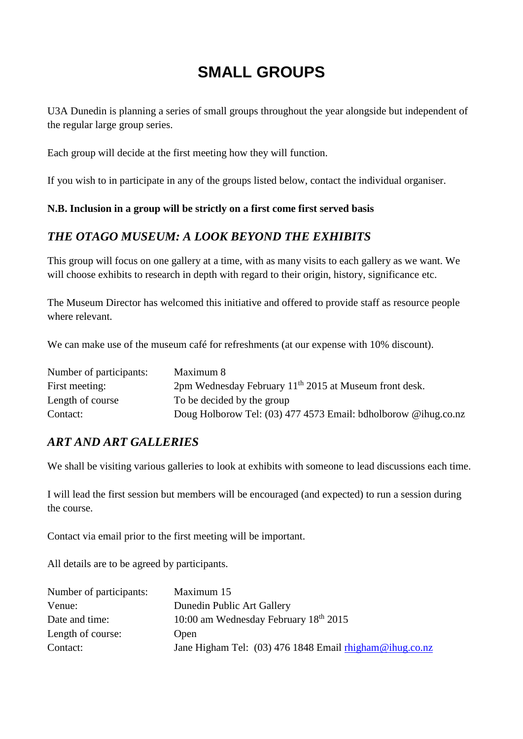# SMALL GROUPS

U3A Dunedin is planning a series of small groups throughout the year alongside but independent of the regular large group series.

Each group will decide at the first meeting how they will function.

If you wish to in participate in any of the groups listed below, contact the individual organiser.

**N.B. Inclusion in a group will be strictly on a first come first served basis**

## *THE OTAGO MUSEUM: A LOOK BEYOND THE EXHIBITS*

This group will focus on one gallery at a time, with as many visits to each gallery as we want. We will choose exhibits to research in depth with regard to their origin, history, significance etc.

The Museum Director has welcomed this initiative and offered to provide staff as resource people where relevant.

We can make use of the museum café for refreshments (at our expense with 10% discount).

| | |
|---|---|
| Number of participants: | Maximum 8 |
| First meeting: | 2pm Wednesday February 11th 2015 at Museum front desk. |
| Length of course | To be decided by the group |
| Contact: | Doug Holborow Tel: (03) 477 4573 Email: bdholborow @ihug.co.nz |

## *ART AND ART GALLERIES*

We shall be visiting various galleries to look at exhibits with someone to lead discussions each time.

I will lead the first session but members will be encouraged (and expected) to run a session during the course.

Contact via email prior to the first meeting will be important.

All details are to be agreed by participants.

| | |
|---|---|
| Number of participants: | Maximum 15 |
| Venue: | Dunedin Public Art Gallery |
| Date and time: | 10:00 am Wednesday February 18th 2015 |
| Length of course: | Open |
| Contact: | Jane Higham Tel: (03) 476 1848 Email rhigham@ihug.co.nz |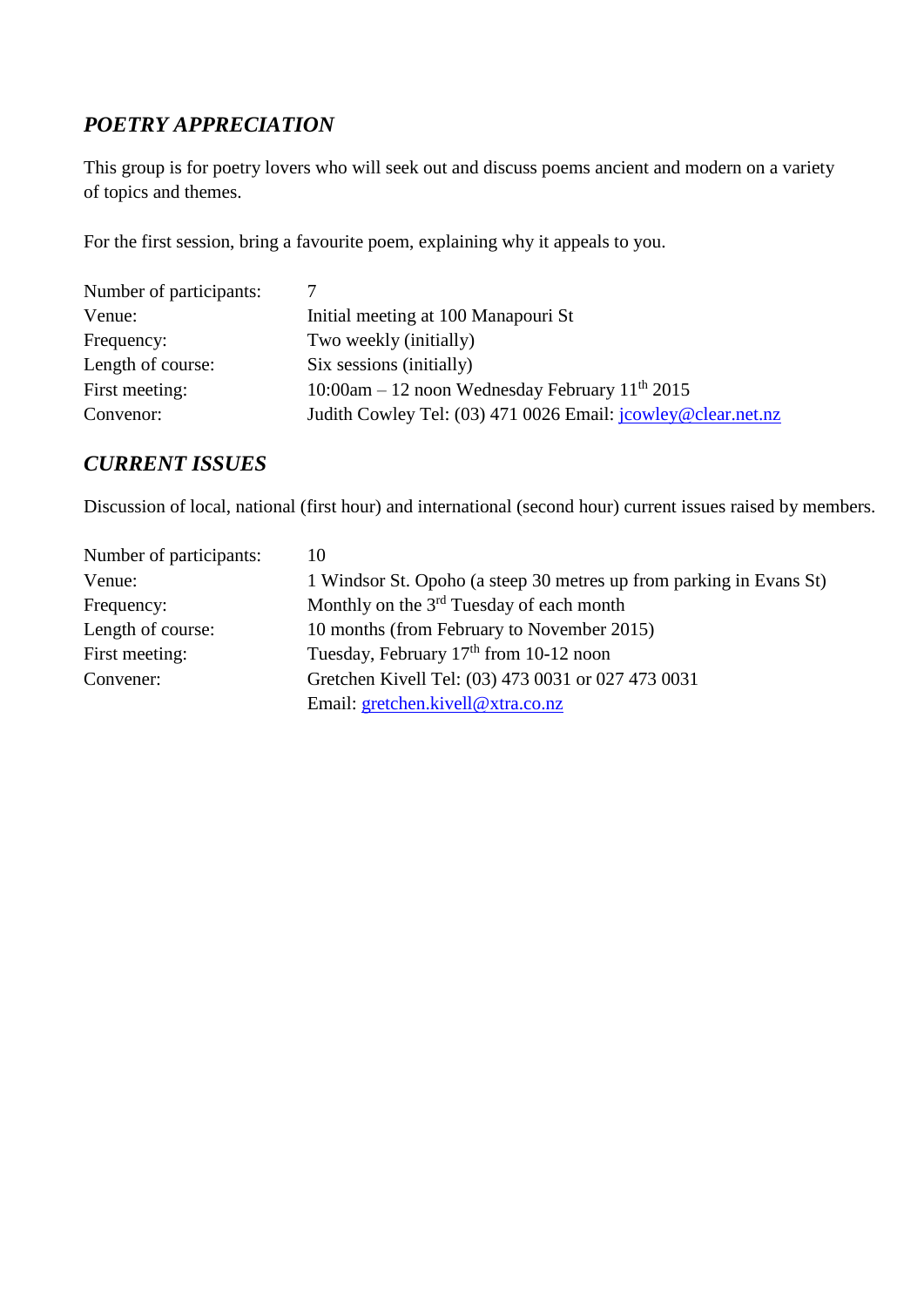## *POETRY APPRECIATION*

This group is for poetry lovers who will seek out and discuss poems ancient and modern on a variety of topics and themes.

For the first session, bring a favourite poem, explaining why it appeals to you.

| | |
|---|---|
| Number of participants: | 7 |
| Venue: | Initial meeting at 100 Manapouri St |
| Frequency: | Two weekly (initially) |
| Length of course: | Six sessions (initially) |
| First meeting: | 10:00am – 12 noon Wednesday February 11th 2015 |
| Convenor: | Judith Cowley Tel: (03) 471 0026 Email: jcowley@clear.net.nz |

## *CURRENT ISSUES*

Discussion of local, national (first hour) and international (second hour) current issues raised by members.

| | |
|---|---|
| Number of participants: | 10 |
| Venue: | 1 Windsor St. Opoho (a steep 30 metres up from parking in Evans St) |
| Frequency: | Monthly on the 3rd Tuesday of each month |
| Length of course: | 10 months (from February to November 2015) |
| First meeting: | Tuesday, February 17th from 10-12 noon |
| Convener: | Gretchen Kivell Tel: (03) 473 0031 or 027 473 0031<br>Email: gretchen.kivell@xtra.co.nz |